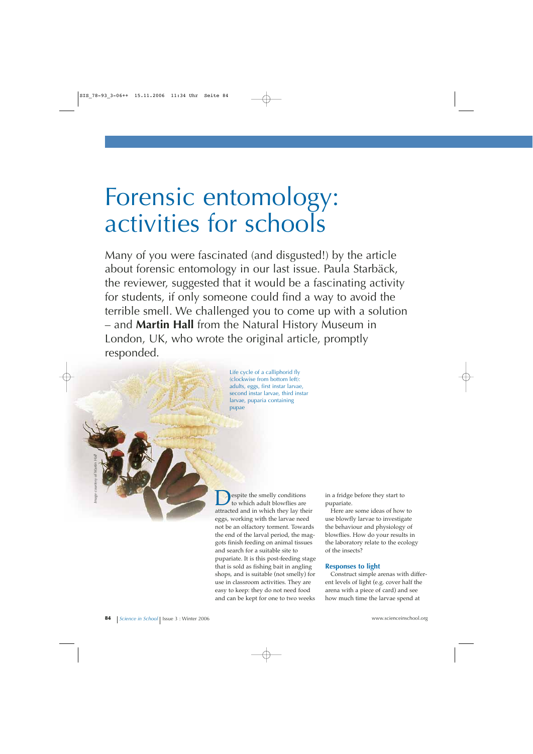# Forensic entomology: activities for schools

Many of you were fascinated (and disgusted!) by the article about forensic entomology in our last issue. Paula Starbäck, the reviewer, suggested that it would be a fascinating activity for students, if only someone could find a way to avoid the terrible smell. We challenged you to come up with a solution – and **Martin Hall** from the Natural History Museum in London, UK, who wrote the original article, promptly responded.

Life cycle of a calliphorid fly (clockwise from bottom left): adults, eggs, first instar larvae, second instar larvae, third instar larvae, puparia containing pupae

*Image courtesy of Martin Hall*

Despite the smelly conditions to which adult blowflies are attracted and in which they lay their eggs, working with the larvae need not be an olfactory torment. Towards the end of the larval period, the maggots finish feeding on animal tissues and search for a suitable site to pupariate. It is this post-feeding stage that is sold as fishing bait in angling shops, and is suitable (not smelly) for use in classroom activities. They are easy to keep: they do not need food and can be kept for one to two weeks in a fridge before they start to pupariate.

Here are some ideas of how to use blowfly larvae to investigate the behaviour and physiology of blowflies. How do your results in the laboratory relate to the ecology of the insects?

### Responses to light

Construct simple arenas with different levels of light (e.g. cover half the arena with a piece of card) and see how much time the larvae spend at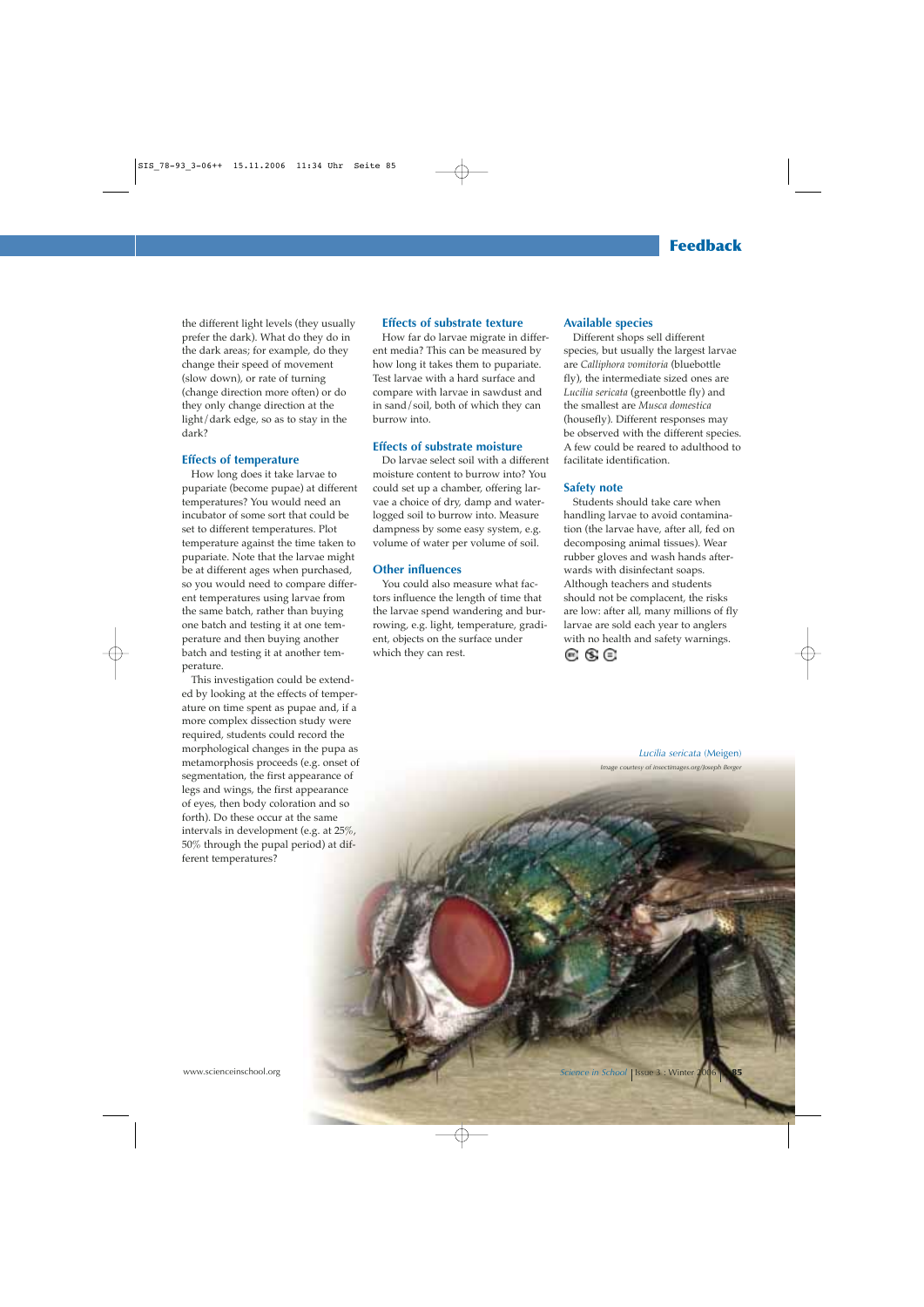the different light levels (they usually prefer the dark). What do they do in the dark areas; for example, do they change their speed of movement (slow down), or rate of turning (change direction more often) or do they only change direction at the light/dark edge, so as to stay in the dark?

### Effects of temperature

How long does it take larvae to pupariate (become pupae) at different temperatures? You would need an incubator of some sort that could be set to different temperatures. Plot temperature against the time taken to pupariate. Note that the larvae might be at different ages when purchased, so you would need to compare different temperatures using larvae from the same batch, rather than buying one batch and testing it at one temperature and then buying another batch and testing it at another temperature.

This investigation could be extended by looking at the effects of temperature on time spent as pupae and, if a more complex dissection study were required, students could record the morphological changes in the pupa as metamorphosis proceeds (e.g. onset of segmentation, the first appearance of legs and wings, the first appearance of eyes, then body coloration and so forth). Do these occur at the same intervals in development (e.g. at 25%, 50% through the pupal period) at different temperatures?

### Effects of substrate texture

How far do larvae migrate in different media? This can be measured by how long it takes them to pupariate. Test larvae with a hard surface and compare with larvae in sawdust and in sand/soil, both of which they can burrow into.

### Effects of substrate moisture

Do larvae select soil with a different moisture content to burrow into? You could set up a chamber, offering larvae a choice of dry, damp and waterlogged soil to burrow into. Measure dampness by some easy system, e.g. volume of water per volume of soil.

### Other influences

You could also measure what factors influence the length of time that the larvae spend wandering and burrowing, e.g. light, temperature, gradient, objects on the surface under which they can rest.

### Available species

Different shops sell different species, but usually the largest larvae are *Calliphora vomitoria* (bluebottle fly), the intermediate sized ones are *Lucilia sericata* (greenbottle fly) and the smallest are *Musca domestica* (housefly). Different responses may be observed with the different species. A few could be reared to adulthood to facilitate identification.

### Safety note

Students should take care when handling larvae to avoid contamination (the larvae have, after all, fed on decomposing animal tissues). Wear rubber gloves and wash hands afterwards with disinfectant soaps. Although teachers and students should not be complacent, the risks are low: after all, many millions of fly larvae are sold each year to anglers with no health and safety warnings.

*Lucilia sericata* (Meigen)

Image courtesy of insectimages.org/Joseph Berger